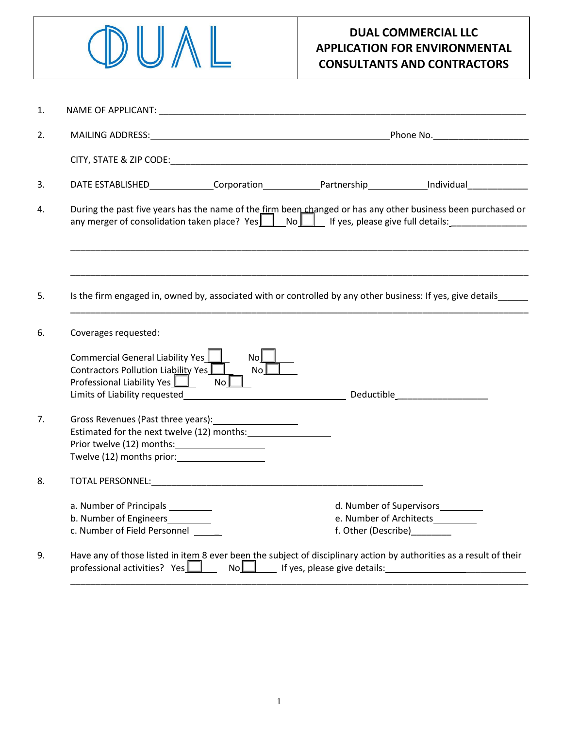DUAL

# DUAL COMMERCIAL LLC
# APPLICATION FOR ENVIRONMENTAL CONSULTANTS AND CONTRACTORS

1. NAME OF APPLICANT: ___________________________________________________________________________

2. MAILING ADDRESS: ________________________________________________ Phone No. ___________________

   CITY, STATE & ZIP CODE: ____________________________________________________________________________

3. DATE ESTABLISHED _____________ Corporation ___________ Partnership ____________ Individual ____________

4. During the past five years has the name of the firm been changed or has any other business been purchased or any merger of consolidation taken place? Yes ☐ No ☐ If yes, please give full details: _______________

   ___________________________________________________________________________________________

   ___________________________________________________________________________________________

5. Is the firm engaged in, owned by, associated with or controlled by any other business: If yes, give details ______

   ___________________________________________________________________________________________

6. Coverages requested:

   Commercial General Liability Yes ☐ No ☐
   Contractors Pollution Liability Yes ☐ No ☐
   Professional Liability Yes ☐ No ☐
   Limits of Liability requested ______________________ Deductible __________________

7. Gross Revenues (Past three years): _________________
   Estimated for the next twelve (12) months: _________________
   Prior twelve (12) months: __________________
   Twelve (12) months prior: __________________

8. TOTAL PERSONNEL: _________________________________________________________

   a. Number of Principals _________
   b. Number of Engineers _________
   c. Number of Field Personnel _____
   d. Number of Supervisors _________
   e. Number of Architects _________
   f. Other (Describe) ________

9. Have any of those listed in item 8 ever been the subject of disciplinary action by authorities as a result of their professional activities? Yes ☐ No ☐ If yes, please give details: _______________________________

   ___________________________________________________________________________________________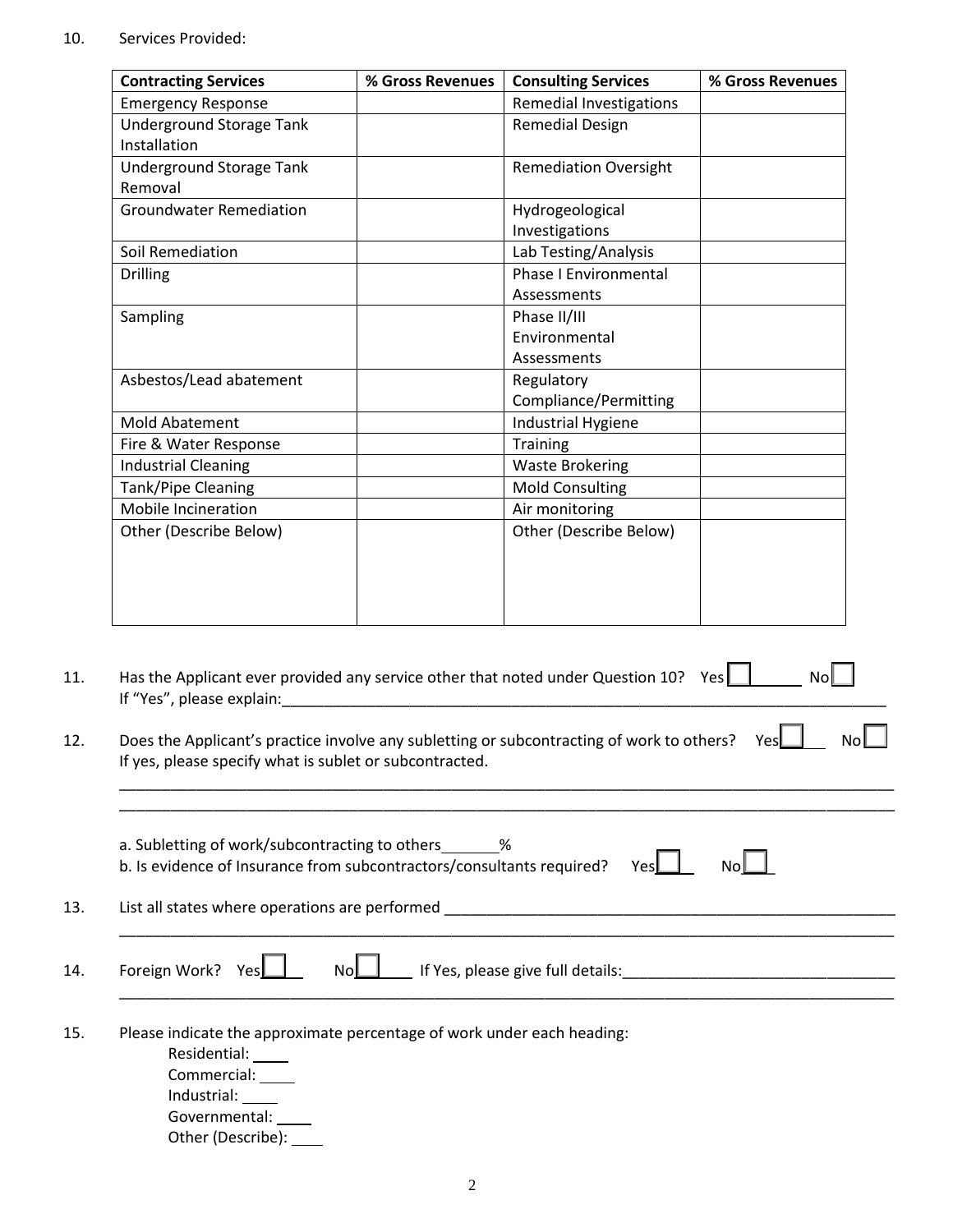10. Services Provided:

| Contracting Services | % Gross Revenues | Consulting Services | % Gross Revenues |
| --- | --- | --- | --- |
| Emergency Response | | Remedial Investigations | |
| Underground Storage Tank Installation | | Remedial Design | |
| Underground Storage Tank Removal | | Remediation Oversight | |
| Groundwater Remediation | | Hydrogeological Investigations | |
| Soil Remediation | | Lab Testing/Analysis | |
| Drilling | | Phase I Environmental Assessments | |
| Sampling | | Phase II/III Environmental Assessments | |
| Asbestos/Lead abatement | | Regulatory Compliance/Permitting | |
| Mold Abatement | | Industrial Hygiene | |
| Fire & Water Response | | Training | |
| Industrial Cleaning | | Waste Brokering | |
| Tank/Pipe Cleaning | | Mold Consulting | |
| Mobile Incineration | | Air monitoring | |
| Other (Describe Below) | | Other (Describe Below) | |

11. Has the Applicant ever provided any service other that noted under Question 10? Yes ☐ No ☐
    If "Yes", please explain:_______________________________________________________________

12. Does the Applicant's practice involve any subletting or subcontracting of work to others? Yes ☐ No ☐
    If yes, please specify what is sublet or subcontracted.

    ___________________________________________________________________________________________

    ___________________________________________________________________________________________

    a. Subletting of work/subcontracting to others_______%
    b. Is evidence of Insurance from subcontractors/consultants required? Yes ☐ No ☐

13. List all states where operations are performed _______________________________________________

    ___________________________________________________________________________________________

14. Foreign Work? Yes ☐ No ☐ If Yes, please give full details:_______________________________

    ___________________________________________________________________________________________

15. Please indicate the approximate percentage of work under each heading:
    - Residential: ____
    - Commercial: ____
    - Industrial: ____
    - Governmental: ____
    - Other (Describe): ____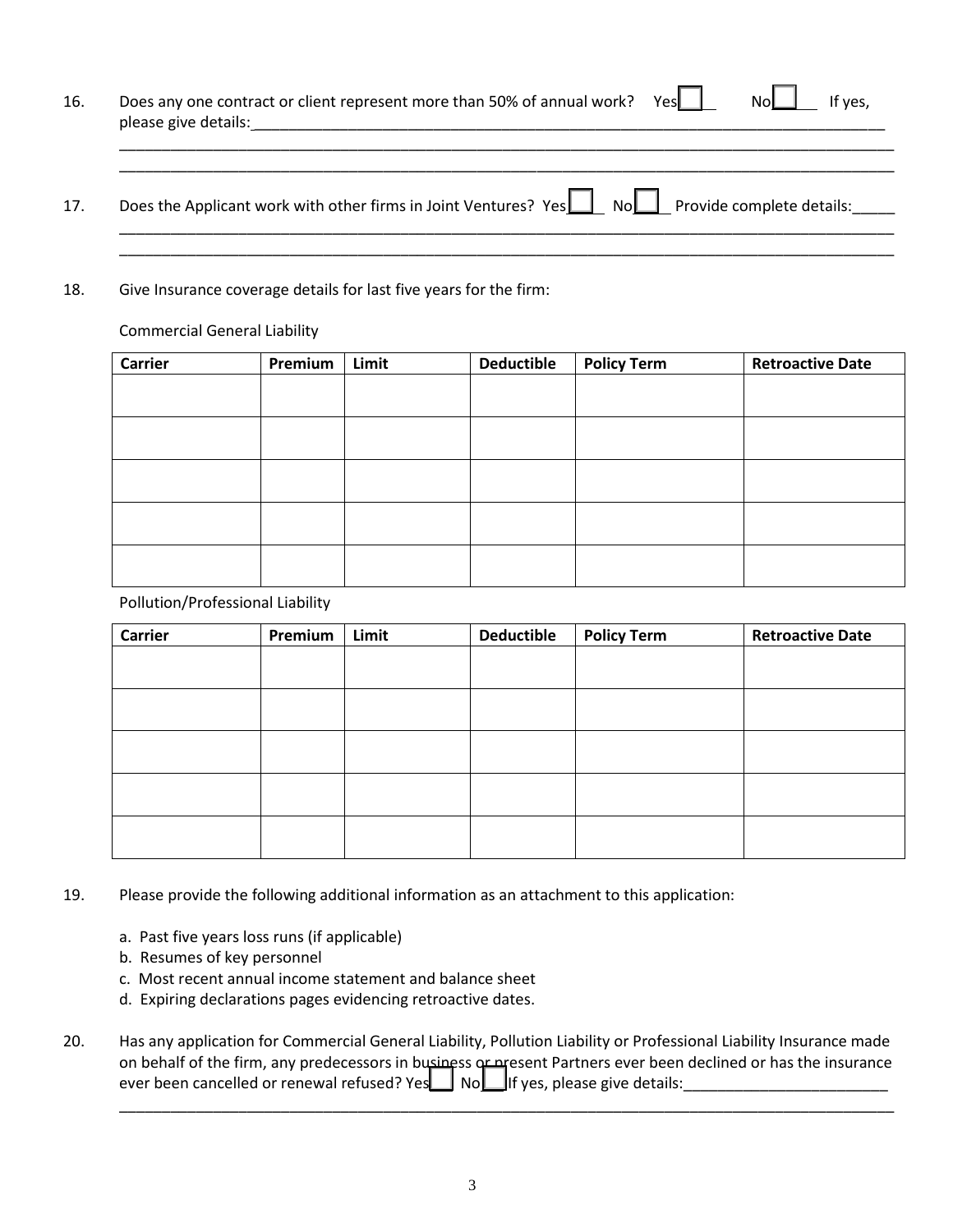16. Does any one contract or client represent more than 50% of annual work? Yes☐ No☐ If yes, please give details:___________________________________________________________________________
_______________________________________________________________________________________________
_______________________________________________________________________________________________

17. Does the Applicant work with other firms in Joint Ventures? Yes☐ No☐ Provide complete details:_____
_______________________________________________________________________________________________
_______________________________________________________________________________________________

18. Give Insurance coverage details for last five years for the firm:

Commercial General Liability

| Carrier | Premium | Limit | Deductible | Policy Term | Retroactive Date |
|---|---|---|---|---|---|
| | | | | | |
| | | | | | |
| | | | | | |
| | | | | | |
| | | | | | |

Pollution/Professional Liability

| Carrier | Premium | Limit | Deductible | Policy Term | Retroactive Date |
|---|---|---|---|---|---|
| | | | | | |
| | | | | | |
| | | | | | |
| | | | | | |
| | | | | | |

19. Please provide the following additional information as an attachment to this application:

   a. Past five years loss runs (if applicable)
   b. Resumes of key personnel
   c. Most recent annual income statement and balance sheet
   d. Expiring declarations pages evidencing retroactive dates.

20. Has any application for Commercial General Liability, Pollution Liability or Professional Liability Insurance made on behalf of the firm, any predecessors in business or present Partners ever been declined or has the insurance ever been cancelled or renewal refused? Yes☐ No☐ If yes, please give details:________________________
_______________________________________________________________________________________________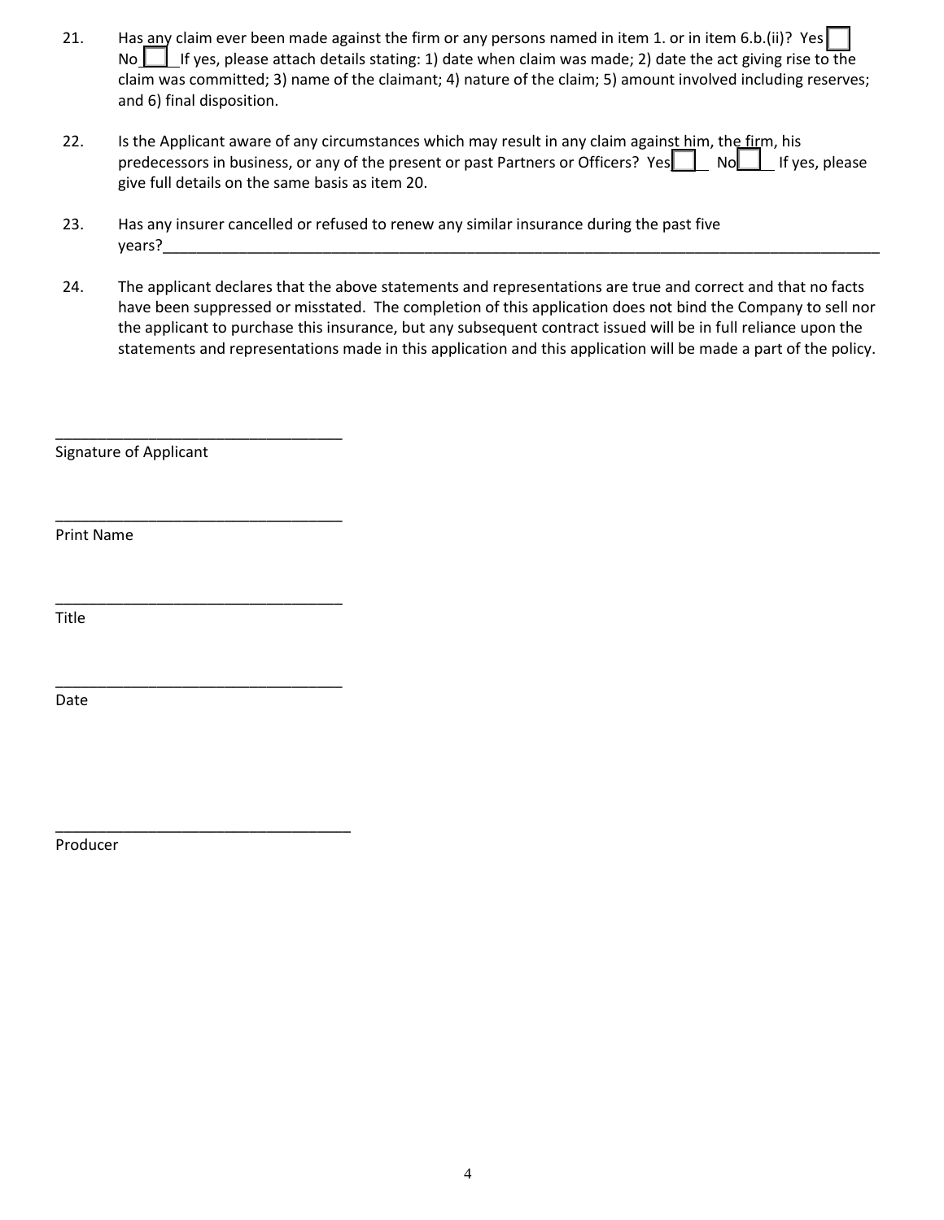21. Has any claim ever been made against the firm or any persons named in item 1. or in item 6.b.(ii)? Yes ☐ No ☐ If yes, please attach details stating: 1) date when claim was made; 2) date the act giving rise to the claim was committed; 3) name of the claimant; 4) nature of the claim; 5) amount involved including reserves; and 6) final disposition.

22. Is the Applicant aware of any circumstances which may result in any claim against him, the firm, his predecessors in business, or any of the present or past Partners or Officers? Yes ☐ No ☐ If yes, please give full details on the same basis as item 20.

23. Has any insurer cancelled or refused to renew any similar insurance during the past five years?\_\_\_\_\_\_\_\_\_\_\_\_\_\_\_\_\_\_\_\_\_\_\_\_\_\_\_\_\_\_\_\_\_\_\_\_\_\_\_\_\_\_\_\_\_\_\_\_\_\_\_\_\_\_\_\_\_\_\_\_\_\_\_\_\_\_

24. The applicant declares that the above statements and representations are true and correct and that no facts have been suppressed or misstated. The completion of this application does not bind the Company to sell nor the applicant to purchase this insurance, but any subsequent contract issued will be in full reliance upon the statements and representations made in this application and this application will be made a part of the policy.

\_\_\_\_\_\_\_\_\_\_\_\_\_\_\_\_\_\_\_\_\_\_\_\_\_\_\_\_\_\_\_\_\_\_\_
Signature of Applicant

\_\_\_\_\_\_\_\_\_\_\_\_\_\_\_\_\_\_\_\_\_\_\_\_\_\_\_\_\_\_\_\_\_\_\_
Print Name

\_\_\_\_\_\_\_\_\_\_\_\_\_\_\_\_\_\_\_\_\_\_\_\_\_\_\_\_\_\_\_\_\_\_\_
Title

\_\_\_\_\_\_\_\_\_\_\_\_\_\_\_\_\_\_\_\_\_\_\_\_\_\_\_\_\_\_\_\_\_\_\_
Date

\_\_\_\_\_\_\_\_\_\_\_\_\_\_\_\_\_\_\_\_\_\_\_\_\_\_\_\_\_\_\_\_\_\_\_
Producer